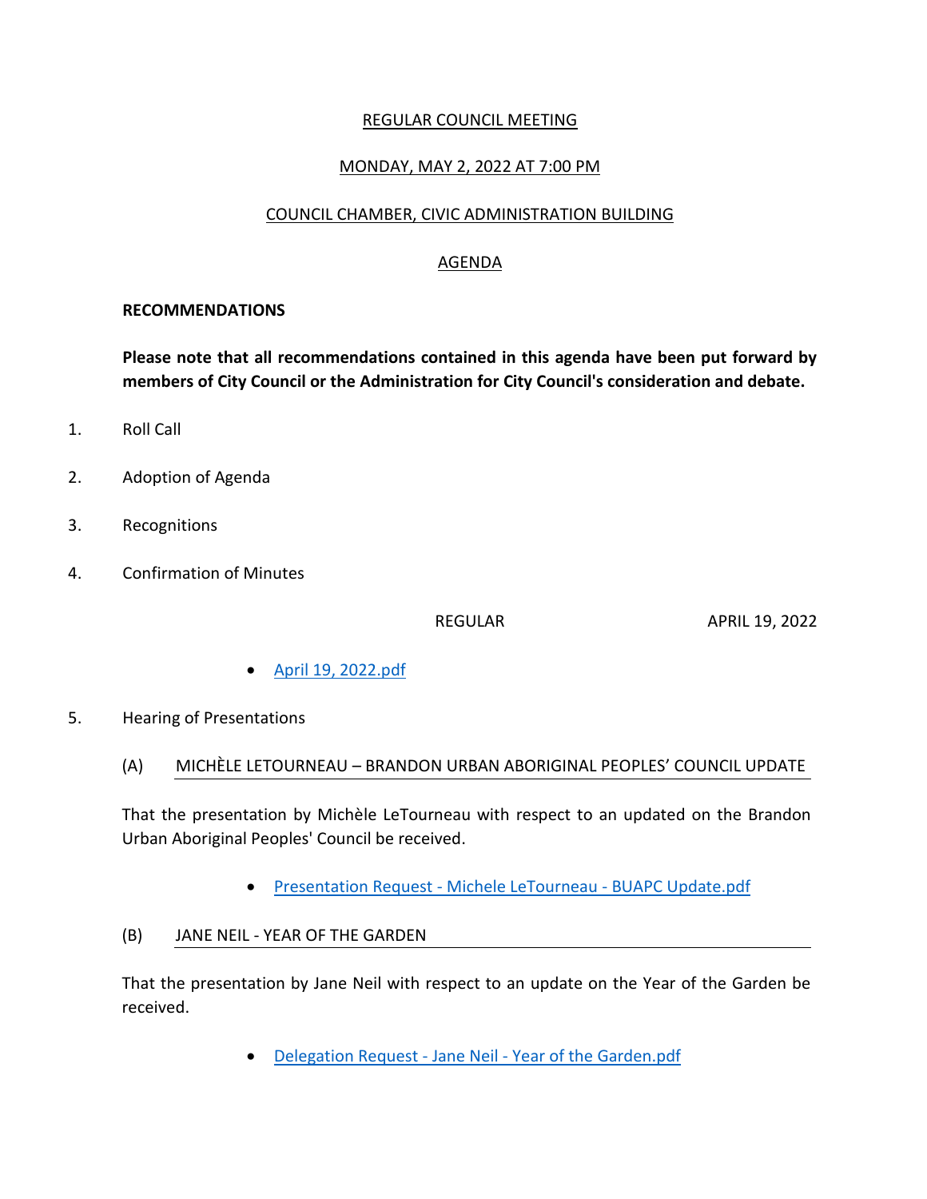REGULAR COUNCIL MEETING

MONDAY, MAY 2, 2022 AT 7:00 PM

COUNCIL CHAMBER, CIVIC ADMINISTRATION BUILDING

AGENDA

**RECOMMENDATIONS**

**Please note that all recommendations contained in this agenda have been put forward by members of City Council or the Administration for City Council's consideration and debate.**

1. Roll Call

2. Adoption of Agenda

3. Recognitions

4. Confirmation of Minutes

REGULAR APRIL 19, 2022

- April 19, 2022.pdf

5. Hearing of Presentations

(A) MICHÈLE LETOURNEAU – BRANDON URBAN ABORIGINAL PEOPLES' COUNCIL UPDATE

That the presentation by Michèle LeTourneau with respect to an updated on the Brandon Urban Aboriginal Peoples' Council be received.

- Presentation Request - Michele LeTourneau - BUAPC Update.pdf

(B) JANE NEIL - YEAR OF THE GARDEN

That the presentation by Jane Neil with respect to an update on the Year of the Garden be received.

- Delegation Request - Jane Neil - Year of the Garden.pdf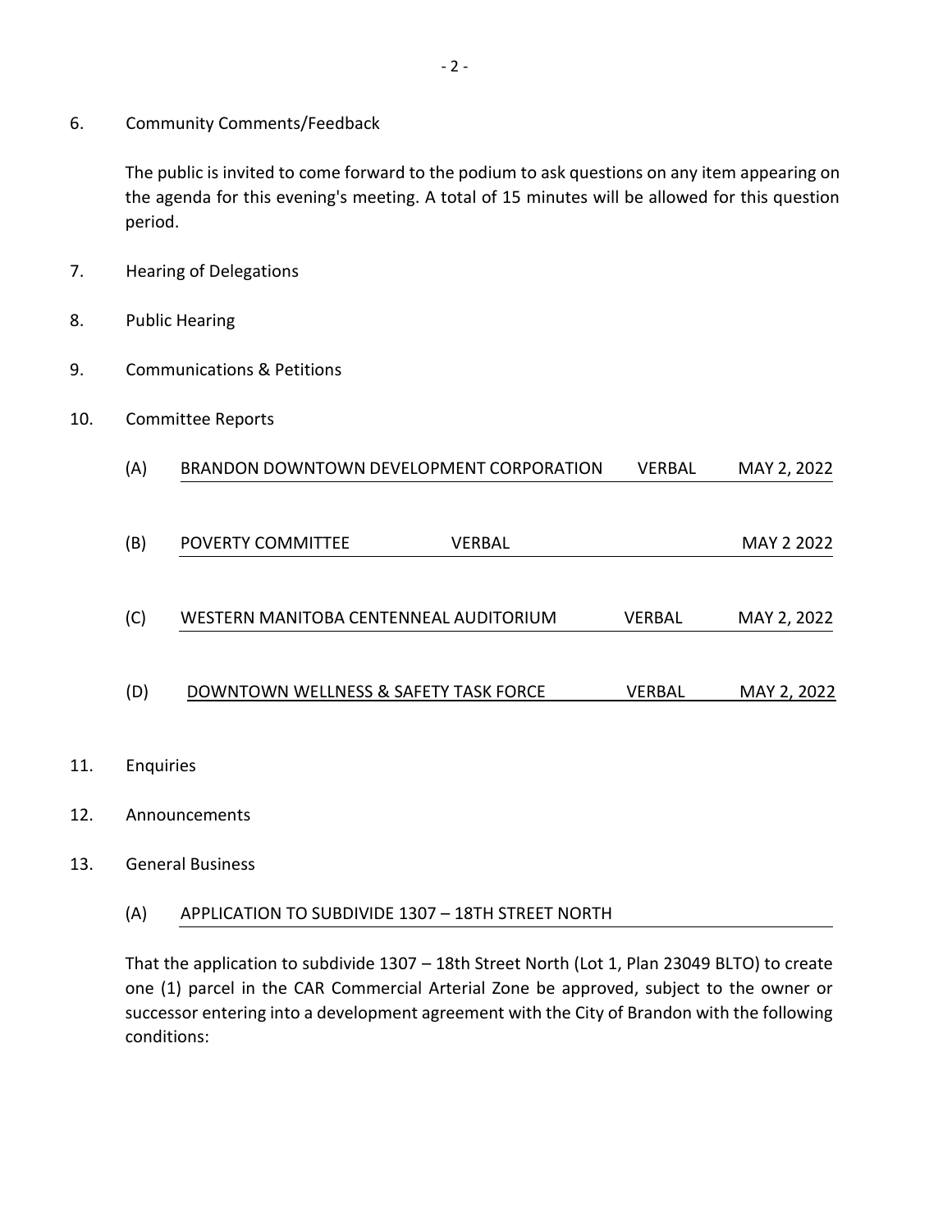6. Community Comments/Feedback

   The public is invited to come forward to the podium to ask questions on any item appearing on the agenda for this evening's meeting. A total of 15 minutes will be allowed for this question period.

7. Hearing of Delegations

8. Public Hearing

9. Communications & Petitions

10. Committee Reports

    (A) BRANDON DOWNTOWN DEVELOPMENT CORPORATION VERBAL MAY 2, 2022

    (B) POVERTY COMMITTEE VERBAL MAY 2 2022

    (C) WESTERN MANITOBA CENTENNEAL AUDITORIUM VERBAL MAY 2, 2022

    (D) DOWNTOWN WELLNESS & SAFETY TASK FORCE VERBAL MAY 2, 2022

11. Enquiries

12. Announcements

13. General Business

    (A) APPLICATION TO SUBDIVIDE 1307 – 18TH STREET NORTH

    That the application to subdivide 1307 – 18th Street North (Lot 1, Plan 23049 BLTO) to create one (1) parcel in the CAR Commercial Arterial Zone be approved, subject to the owner or successor entering into a development agreement with the City of Brandon with the following conditions: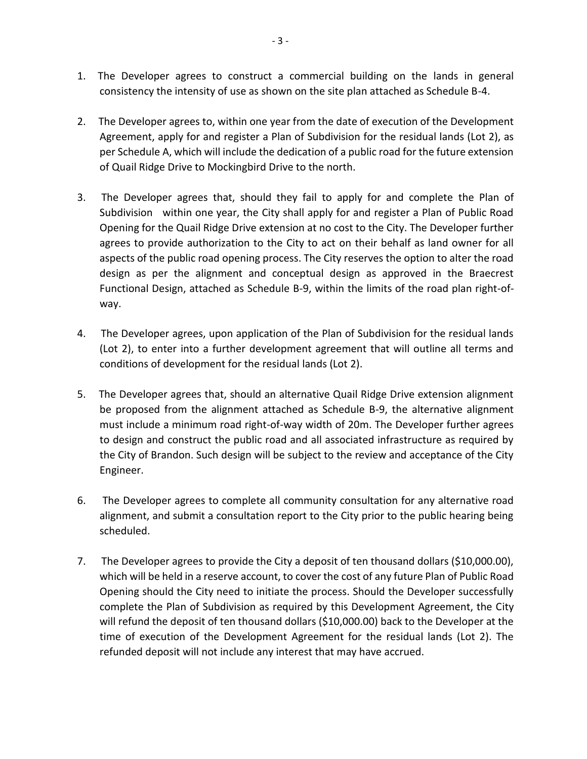1. The Developer agrees to construct a commercial building on the lands in general consistency the intensity of use as shown on the site plan attached as Schedule B-4.

2. The Developer agrees to, within one year from the date of execution of the Development Agreement, apply for and register a Plan of Subdivision for the residual lands (Lot 2), as per Schedule A, which will include the dedication of a public road for the future extension of Quail Ridge Drive to Mockingbird Drive to the north.

3. The Developer agrees that, should they fail to apply for and complete the Plan of Subdivision within one year, the City shall apply for and register a Plan of Public Road Opening for the Quail Ridge Drive extension at no cost to the City. The Developer further agrees to provide authorization to the City to act on their behalf as land owner for all aspects of the public road opening process. The City reserves the option to alter the road design as per the alignment and conceptual design as approved in the Braecrest Functional Design, attached as Schedule B-9, within the limits of the road plan right-of-way.

4. The Developer agrees, upon application of the Plan of Subdivision for the residual lands (Lot 2), to enter into a further development agreement that will outline all terms and conditions of development for the residual lands (Lot 2).

5. The Developer agrees that, should an alternative Quail Ridge Drive extension alignment be proposed from the alignment attached as Schedule B-9, the alternative alignment must include a minimum road right-of-way width of 20m. The Developer further agrees to design and construct the public road and all associated infrastructure as required by the City of Brandon. Such design will be subject to the review and acceptance of the City Engineer.

6. The Developer agrees to complete all community consultation for any alternative road alignment, and submit a consultation report to the City prior to the public hearing being scheduled.

7. The Developer agrees to provide the City a deposit of ten thousand dollars ($10,000.00), which will be held in a reserve account, to cover the cost of any future Plan of Public Road Opening should the City need to initiate the process. Should the Developer successfully complete the Plan of Subdivision as required by this Development Agreement, the City will refund the deposit of ten thousand dollars ($10,000.00) back to the Developer at the time of execution of the Development Agreement for the residual lands (Lot 2). The refunded deposit will not include any interest that may have accrued.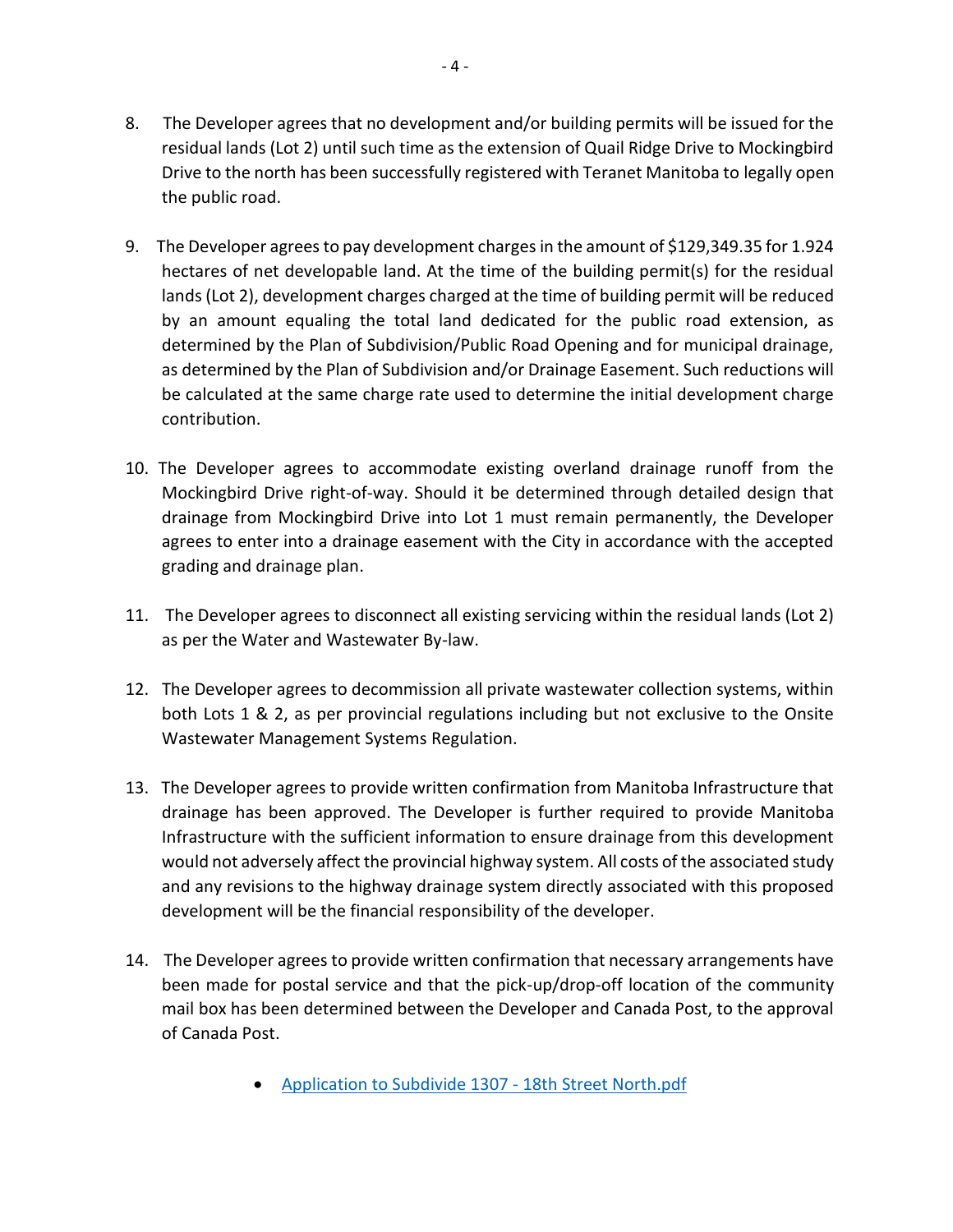8. The Developer agrees that no development and/or building permits will be issued for the residual lands (Lot 2) until such time as the extension of Quail Ridge Drive to Mockingbird Drive to the north has been successfully registered with Teranet Manitoba to legally open the public road.

9. The Developer agrees to pay development charges in the amount of $129,349.35 for 1.924 hectares of net developable land. At the time of the building permit(s) for the residual lands (Lot 2), development charges charged at the time of building permit will be reduced by an amount equaling the total land dedicated for the public road extension, as determined by the Plan of Subdivision/Public Road Opening and for municipal drainage, as determined by the Plan of Subdivision and/or Drainage Easement. Such reductions will be calculated at the same charge rate used to determine the initial development charge contribution.

10. The Developer agrees to accommodate existing overland drainage runoff from the Mockingbird Drive right-of-way. Should it be determined through detailed design that drainage from Mockingbird Drive into Lot 1 must remain permanently, the Developer agrees to enter into a drainage easement with the City in accordance with the accepted grading and drainage plan.

11. The Developer agrees to disconnect all existing servicing within the residual lands (Lot 2) as per the Water and Wastewater By-law.

12. The Developer agrees to decommission all private wastewater collection systems, within both Lots 1 & 2, as per provincial regulations including but not exclusive to the Onsite Wastewater Management Systems Regulation.

13. The Developer agrees to provide written confirmation from Manitoba Infrastructure that drainage has been approved. The Developer is further required to provide Manitoba Infrastructure with the sufficient information to ensure drainage from this development would not adversely affect the provincial highway system. All costs of the associated study and any revisions to the highway drainage system directly associated with this proposed development will be the financial responsibility of the developer.

14. The Developer agrees to provide written confirmation that necessary arrangements have been made for postal service and that the pick-up/drop-off location of the community mail box has been determined between the Developer and Canada Post, to the approval of Canada Post.

- Application to Subdivide 1307 - 18th Street North.pdf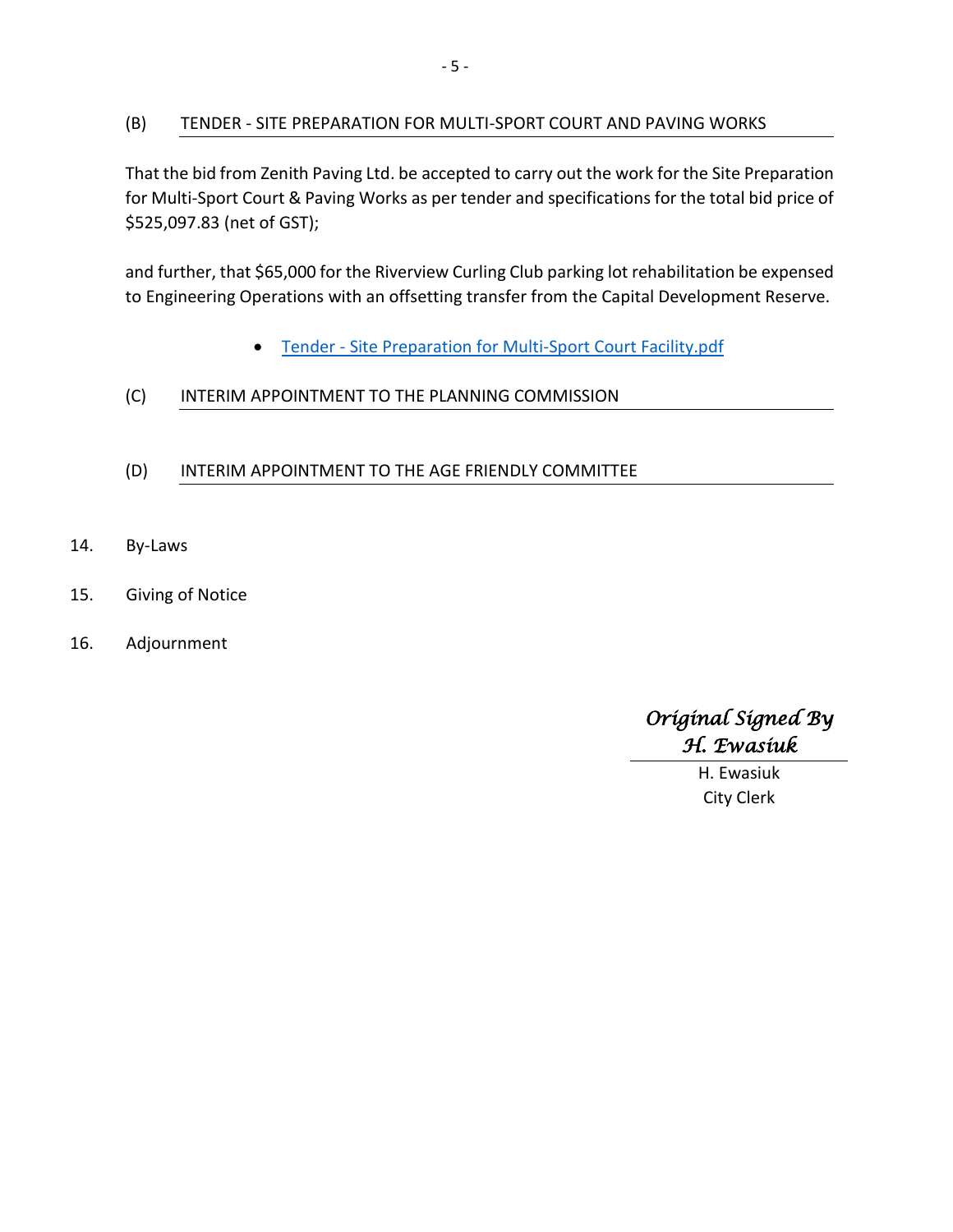### (B) TENDER - SITE PREPARATION FOR MULTI-SPORT COURT AND PAVING WORKS

That the bid from Zenith Paving Ltd. be accepted to carry out the work for the Site Preparation for Multi-Sport Court & Paving Works as per tender and specifications for the total bid price of $525,097.83 (net of GST);

and further, that $65,000 for the Riverview Curling Club parking lot rehabilitation be expensed to Engineering Operations with an offsetting transfer from the Capital Development Reserve.

- Tender - Site Preparation for Multi-Sport Court Facility.pdf

### (C) INTERIM APPOINTMENT TO THE PLANNING COMMISSION

### (D) INTERIM APPOINTMENT TO THE AGE FRIENDLY COMMITTEE

14. By-Laws

15. Giving of Notice

16. Adjournment

*Original Signed By*
*H. Ewasiuk*

H. Ewasiuk
City Clerk